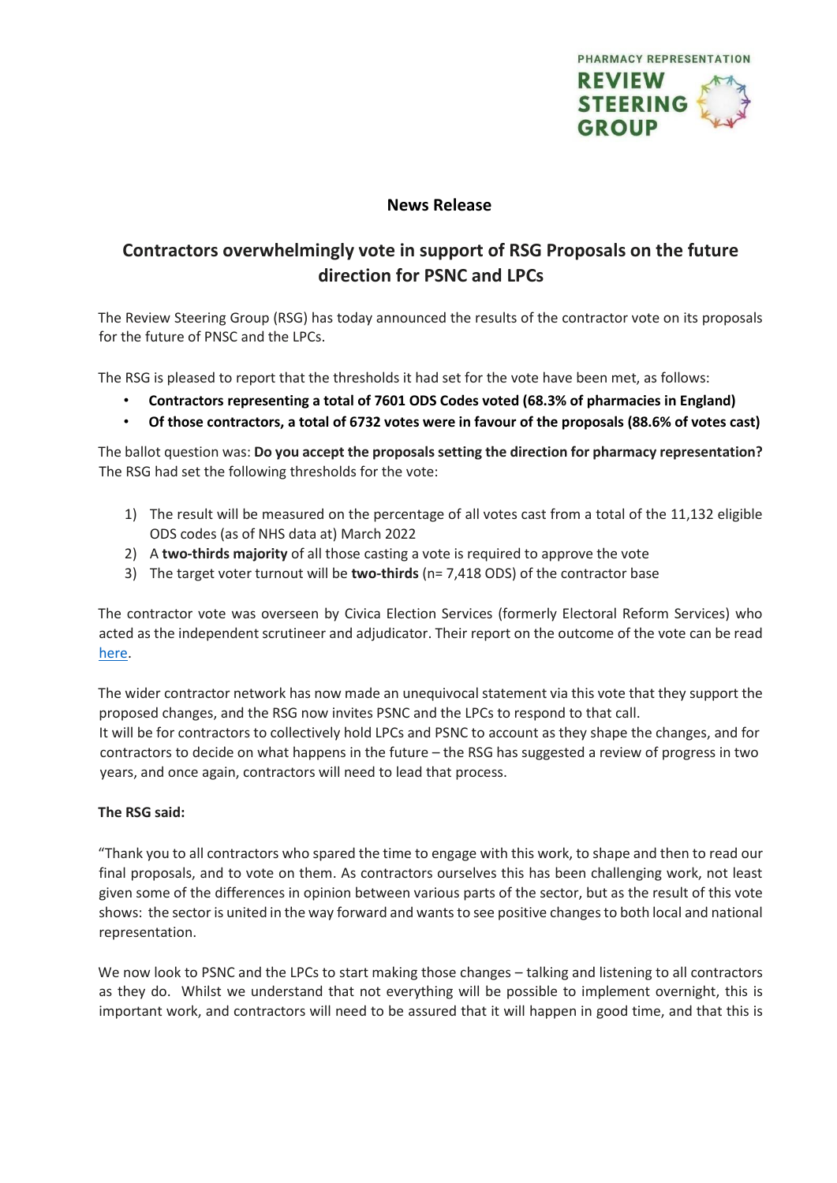PHARMACY REPRESENTATION
REVIEW STEERING GROUP

## News Release

# Contractors overwhelmingly vote in support of RSG Proposals on the future direction for PSNC and LPCs

The Review Steering Group (RSG) has today announced the results of the contractor vote on its proposals for the future of PNSC and the LPCs.

The RSG is pleased to report that the thresholds it had set for the vote have been met, as follows:

- **Contractors representing a total of 7601 ODS Codes voted (68.3% of pharmacies in England)**
- **Of those contractors, a total of 6732 votes were in favour of the proposals (88.6% of votes cast)**

The ballot question was: **Do you accept the proposals setting the direction for pharmacy representation?** The RSG had set the following thresholds for the vote:

1) The result will be measured on the percentage of all votes cast from a total of the 11,132 eligible ODS codes (as of NHS data at) March 2022
2) A **two-thirds majority** of all those casting a vote is required to approve the vote
3) The target voter turnout will be **two-thirds** (n= 7,418 ODS) of the contractor base

The contractor vote was overseen by Civica Election Services (formerly Electoral Reform Services) who acted as the independent scrutineer and adjudicator. Their report on the outcome of the vote can be read here.

The wider contractor network has now made an unequivocal statement via this vote that they support the proposed changes, and the RSG now invites PSNC and the LPCs to respond to that call.
It will be for contractors to collectively hold LPCs and PSNC to account as they shape the changes, and for contractors to decide on what happens in the future – the RSG has suggested a review of progress in two years, and once again, contractors will need to lead that process.

**The RSG said:**

"Thank you to all contractors who spared the time to engage with this work, to shape and then to read our final proposals, and to vote on them. As contractors ourselves this has been challenging work, not least given some of the differences in opinion between various parts of the sector, but as the result of this vote shows: the sector is united in the way forward and wants to see positive changes to both local and national representation.

We now look to PSNC and the LPCs to start making those changes – talking and listening to all contractors as they do. Whilst we understand that not everything will be possible to implement overnight, this is important work, and contractors will need to be assured that it will happen in good time, and that this is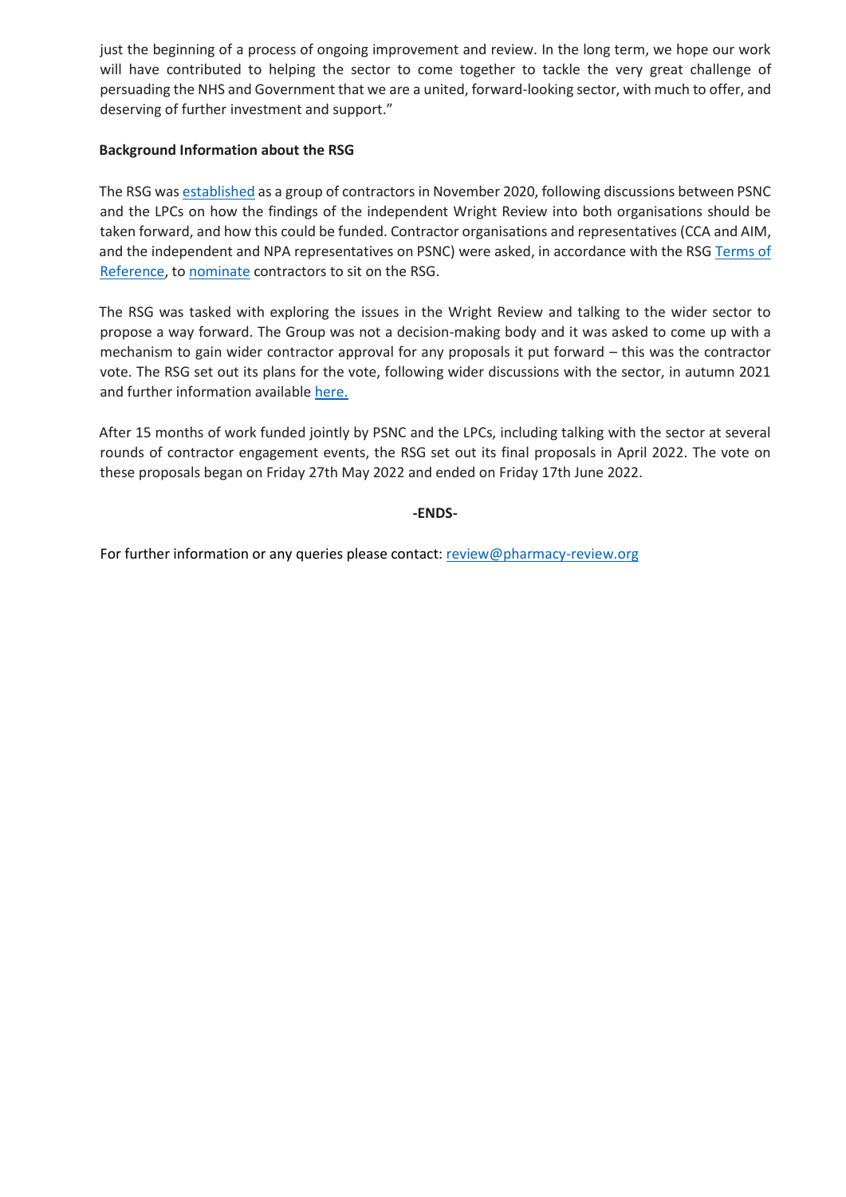just the beginning of a process of ongoing improvement and review. In the long term, we hope our work will have contributed to helping the sector to come together to tackle the very great challenge of persuading the NHS and Government that we are a united, forward-looking sector, with much to offer, and deserving of further investment and support."

**Background Information about the RSG**

The RSG was established as a group of contractors in November 2020, following discussions between PSNC and the LPCs on how the findings of the independent Wright Review into both organisations should be taken forward, and how this could be funded. Contractor organisations and representatives (CCA and AIM, and the independent and NPA representatives on PSNC) were asked, in accordance with the RSG Terms of Reference, to nominate contractors to sit on the RSG.

The RSG was tasked with exploring the issues in the Wright Review and talking to the wider sector to propose a way forward. The Group was not a decision-making body and it was asked to come up with a mechanism to gain wider contractor approval for any proposals it put forward – this was the contractor vote. The RSG set out its plans for the vote, following wider discussions with the sector, in autumn 2021 and further information available here.

After 15 months of work funded jointly by PSNC and the LPCs, including talking with the sector at several rounds of contractor engagement events, the RSG set out its final proposals in April 2022. The vote on these proposals began on Friday 27th May 2022 and ended on Friday 17th June 2022.

**-ENDS-**

For further information or any queries please contact: review@pharmacy-review.org